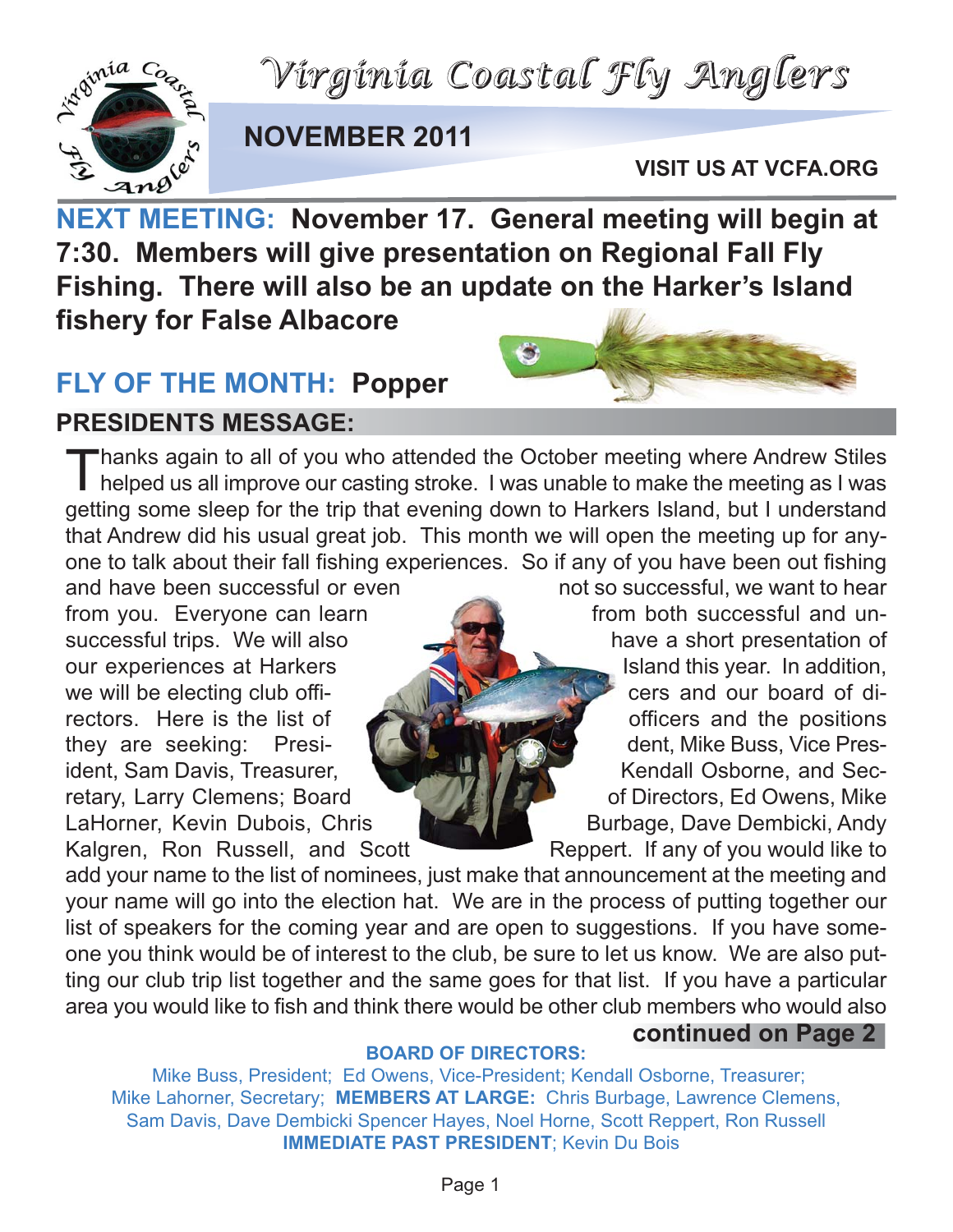# Virginia Coastal Fly Anglers

## NOVEMBER 2011

**VISIT US AT VCFA.ORG**

**NEXT MEETING: November 17. General meeting will begin at 7:30. Members will give presentation on Regional Fall Fly Fishing. There will also be an update on the Harker's Island fishery for False Albacore**

## FLY OF THE MONTH: Popper

## PRESIDENTS MESSAGE:

Thanks again to all of you who attended the October meeting where Andrew Stiles helped us all improve our casting stroke. I was unable to make the meeting as I was getting some sleep for the trip that evening down to Harkers Island, but I understand that Andrew did his usual great job. This month we will open the meeting up for anyone to talk about their fall fishing experiences. So if any of you have been out fishing and have been successful or even not so successful, we want to hear from you. Everyone can learn from both successful and unsuccessful trips. We will also have a short presentation of our experiences at Harkers Island this year. In addition, we will be electing club officers and our board of directors. Here is the list of officers and the positions they are seeking: President, Mike Buss, Vice President, Sam Davis, Treasurer, Kendall Osborne, and Secretary, Larry Clemens; Board of Directors, Ed Owens, Mike LaHorner, Kevin Dubois, Chris Burbage, Dave Dembicki, Andy Kalgren, Ron Russell, and Scott Reppert. If any of you would like to add your name to the list of nominees, just make that announcement at the meeting and your name will go into the election hat. We are in the process of putting together our list of speakers for the coming year and are open to suggestions. If you have someone you think would be of interest to the club, be sure to let us know. We are also putting our club trip list together and the same goes for that list. If you have a particular area you would like to fish and think there would be other club members who would also

**continued on Page 2**

**BOARD OF DIRECTORS:**

Mike Buss, President; Ed Owens, Vice-President; Kendall Osborne, Treasurer; Mike Lahorner, Secretary; **MEMBERS AT LARGE:** Chris Burbage, Lawrence Clemens, Sam Davis, Dave Dembicki Spencer Hayes, Noel Horne, Scott Reppert, Ron Russell **IMMEDIATE PAST PRESIDENT**; Kevin Du Bois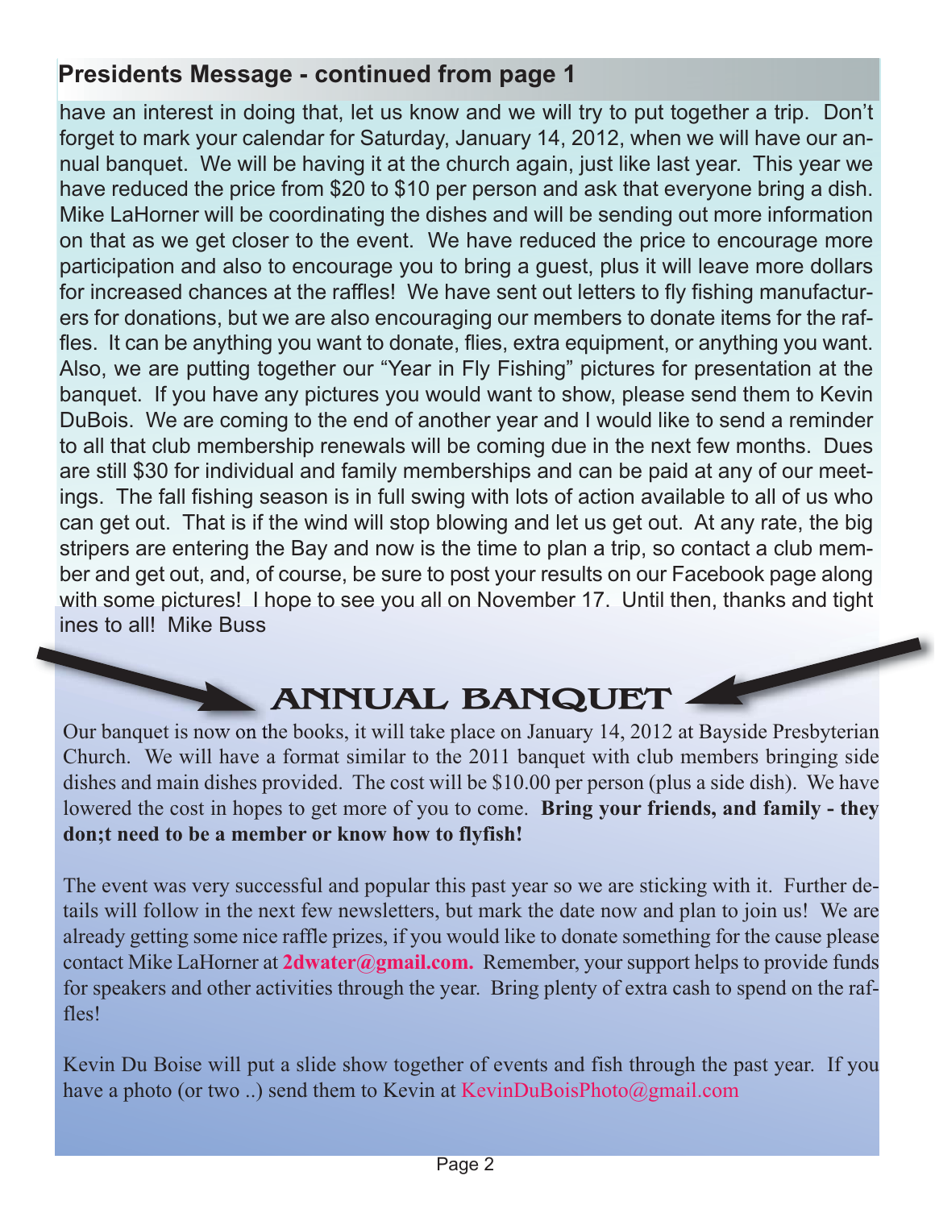## Presidents Message - continued from page 1

have an interest in doing that, let us know and we will try to put together a trip. Don't forget to mark your calendar for Saturday, January 14, 2012, when we will have our annual banquet. We will be having it at the church again, just like last year. This year we have reduced the price from $20 to $10 per person and ask that everyone bring a dish. Mike LaHorner will be coordinating the dishes and will be sending out more information on that as we get closer to the event. We have reduced the price to encourage more participation and also to encourage you to bring a guest, plus it will leave more dollars for increased chances at the raffles! We have sent out letters to fly fishing manufacturers for donations, but we are also encouraging our members to donate items for the raffles. It can be anything you want to donate, flies, extra equipment, or anything you want. Also, we are putting together our "Year in Fly Fishing" pictures for presentation at the banquet. If you have any pictures you would want to show, please send them to Kevin DuBois. We are coming to the end of another year and I would like to send a reminder to all that club membership renewals will be coming due in the next few months. Dues are still $30 for individual and family memberships and can be paid at any of our meetings. The fall fishing season is in full swing with lots of action available to all of us who can get out. That is if the wind will stop blowing and let us get out. At any rate, the big stripers are entering the Bay and now is the time to plan a trip, so contact a club member and get out, and, of course, be sure to post your results on our Facebook page along with some pictures! I hope to see you all on November 17. Until then, thanks and tight ines to all! Mike Buss

## ANNUAL BANQUET

Our banquet is now on the books, it will take place on January 14, 2012 at Bayside Presbyterian Church. We will have a format similar to the 2011 banquet with club members bringing side dishes and main dishes provided. The cost will be $10.00 per person (plus a side dish). We have lowered the cost in hopes to get more of you to come. **Bring your friends, and family - they don;t need to be a member or know how to flyfish!**

The event was very successful and popular this past year so we are sticking with it. Further details will follow in the next few newsletters, but mark the date now and plan to join us! We are already getting some nice raffle prizes, if you would like to donate something for the cause please contact Mike LaHorner at **2dwater@gmail.com.** Remember, your support helps to provide funds for speakers and other activities through the year. Bring plenty of extra cash to spend on the raffles!

Kevin Du Boise will put a slide show together of events and fish through the past year. If you have a photo (or two ..) send them to Kevin at KevinDuBoisPhoto@gmail.com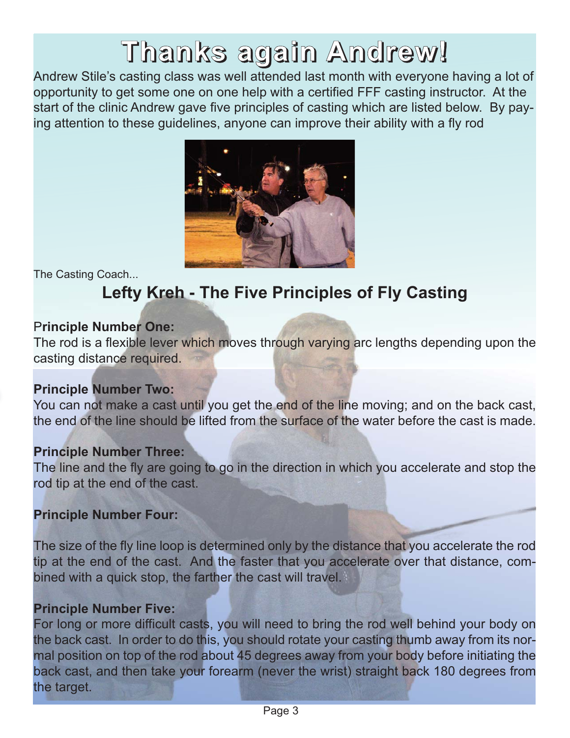# Thanks again Andrew!

Andrew Stile's casting class was well attended last month with everyone having a lot of opportunity to get some one on one help with a certified FFF casting instructor. At the start of the clinic Andrew gave five principles of casting which are listed below. By paying attention to these guidelines, anyone can improve their ability with a fly rod

The Casting Coach...

## Lefty Kreh - The Five Principles of Fly Casting

**Principle Number One:**
The rod is a flexible lever which moves through varying arc lengths depending upon the casting distance required.

**Principle Number Two:**
You can not make a cast until you get the end of the line moving; and on the back cast, the end of the line should be lifted from the surface of the water before the cast is made.

**Principle Number Three:**
The line and the fly are going to go in the direction in which you accelerate and stop the rod tip at the end of the cast.

**Principle Number Four:**

The size of the fly line loop is determined only by the distance that you accelerate the rod tip at the end of the cast. And the faster that you accelerate over that distance, combined with a quick stop, the farther the cast will travel.

**Principle Number Five:**
For long or more difficult casts, you will need to bring the rod well behind your body on the back cast. In order to do this, you should rotate your casting thumb away from its normal position on top of the rod about 45 degrees away from your body before initiating the back cast, and then take your forearm (never the wrist) straight back 180 degrees from the target.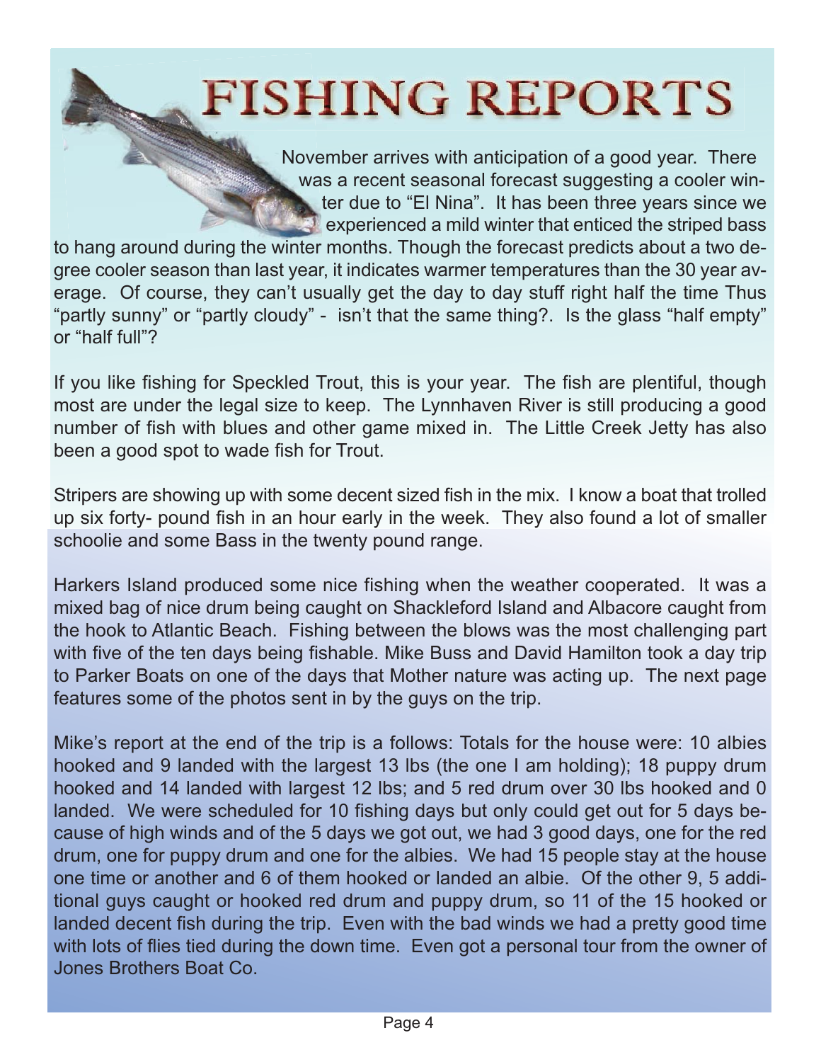# FISHING REPORTS

November arrives with anticipation of a good year. There was a recent seasonal forecast suggesting a cooler winter due to "El Nina". It has been three years since we experienced a mild winter that enticed the striped bass to hang around during the winter months. Though the forecast predicts about a two degree cooler season than last year, it indicates warmer temperatures than the 30 year average. Of course, they can't usually get the day to day stuff right half the time Thus "partly sunny" or "partly cloudy" - isn't that the same thing?. Is the glass "half empty" or "half full"?

If you like fishing for Speckled Trout, this is your year. The fish are plentiful, though most are under the legal size to keep. The Lynnhaven River is still producing a good number of fish with blues and other game mixed in. The Little Creek Jetty has also been a good spot to wade fish for Trout.

Stripers are showing up with some decent sized fish in the mix. I know a boat that trolled up six forty- pound fish in an hour early in the week. They also found a lot of smaller schoolie and some Bass in the twenty pound range.

Harkers Island produced some nice fishing when the weather cooperated. It was a mixed bag of nice drum being caught on Shackleford Island and Albacore caught from the hook to Atlantic Beach. Fishing between the blows was the most challenging part with five of the ten days being fishable. Mike Buss and David Hamilton took a day trip to Parker Boats on one of the days that Mother nature was acting up. The next page features some of the photos sent in by the guys on the trip.

Mike's report at the end of the trip is a follows: Totals for the house were: 10 albies hooked and 9 landed with the largest 13 lbs (the one I am holding); 18 puppy drum hooked and 14 landed with largest 12 lbs; and 5 red drum over 30 lbs hooked and 0 landed. We were scheduled for 10 fishing days but only could get out for 5 days because of high winds and of the 5 days we got out, we had 3 good days, one for the red drum, one for puppy drum and one for the albies. We had 15 people stay at the house one time or another and 6 of them hooked or landed an albie. Of the other 9, 5 additional guys caught or hooked red drum and puppy drum, so 11 of the 15 hooked or landed decent fish during the trip. Even with the bad winds we had a pretty good time with lots of flies tied during the down time. Even got a personal tour from the owner of Jones Brothers Boat Co.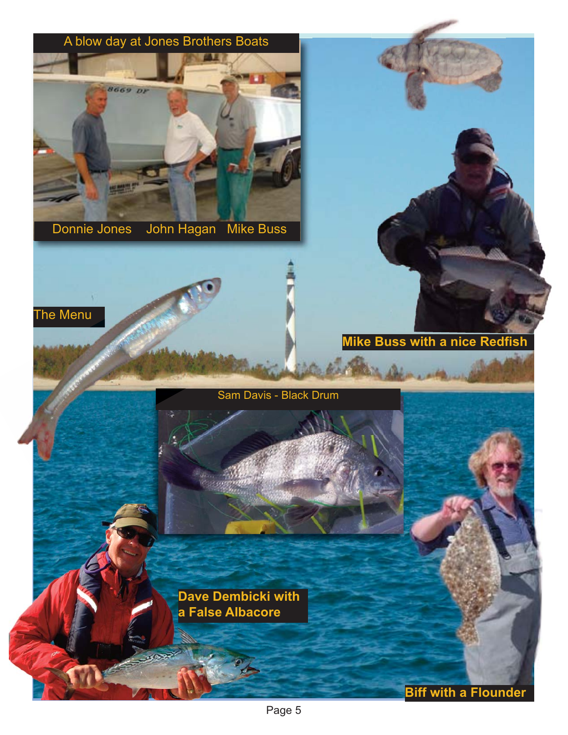A blow day at Jones Brothers Boats

Donnie Jones John Hagan Mike Buss

The Menu

Mike Buss with a nice Redfish

Sam Davis - Black Drum

Dave Dembicki with a False Albacore

Biff with a Flounder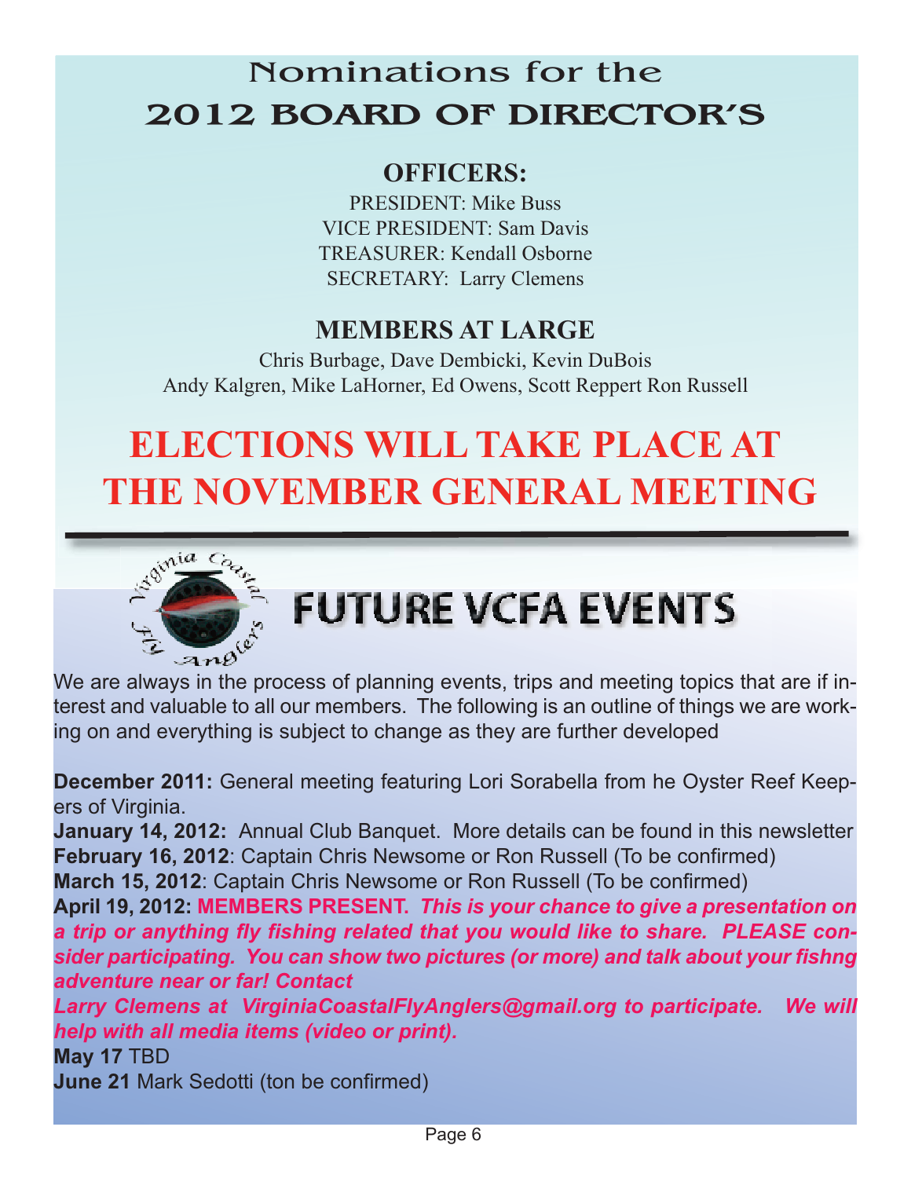# Nominations for the 2012 BOARD OF DIRECTOR'S

## OFFICERS:

PRESIDENT: Mike Buss
VICE PRESIDENT: Sam Davis
TREASURER: Kendall Osborne
SECRETARY: Larry Clemens

## MEMBERS AT LARGE

Chris Burbage, Dave Dembicki, Kevin DuBois
Andy Kalgren, Mike LaHorner, Ed Owens, Scott Reppert Ron Russell

## ELECTIONS WILL TAKE PLACE AT THE NOVEMBER GENERAL MEETING

---

# FUTURE VCFA EVENTS

We are always in the process of planning events, trips and meeting topics that are if interest and valuable to all our members. The following is an outline of things we are working on and everything is subject to change as they are further developed

**December 2011:** General meeting featuring Lori Sorabella from he Oyster Reef Keepers of Virginia.
**January 14, 2012:** Annual Club Banquet. More details can be found in this newsletter
**February 16, 2012**: Captain Chris Newsome or Ron Russell (To be confirmed)
**March 15, 2012**: Captain Chris Newsome or Ron Russell (To be confirmed)
**April 19, 2012: MEMBERS PRESENT.** ***This is your chance to give a presentation on a trip or anything fly fishing related that you would like to share. PLEASE consider participating. You can show two pictures (or more) and talk about your fishng adventure near or far! Contact Larry Clemens at VirginiaCoastalFlyAnglers@gmail.org to participate. We will help with all media items (video or print).***
**May 17** TBD
**June 21** Mark Sedotti (ton be confirmed)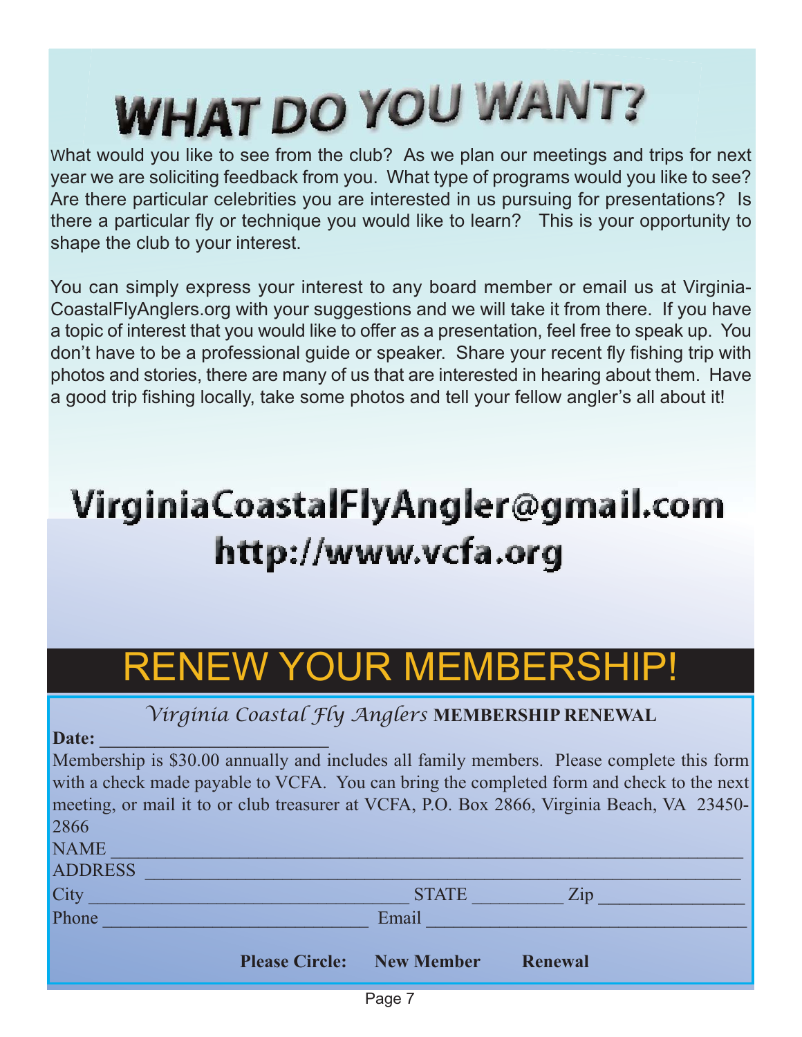# WHAT DO YOU WANT?

What would you like to see from the club? As we plan our meetings and trips for next year we are soliciting feedback from you. What type of programs would you like to see? Are there particular celebrities you are interested in us pursuing for presentations? Is there a particular fly or technique you would like to learn? This is your opportunity to shape the club to your interest.

You can simply express your interest to any board member or email us at Virginia-CoastalFlyAnglers.org with your suggestions and we will take it from there. If you have a topic of interest that you would like to offer as a presentation, feel free to speak up. You don't have to be a professional guide or speaker. Share your recent fly fishing trip with photos and stories, there are many of us that are interested in hearing about them. Have a good trip fishing locally, take some photos and tell your fellow angler's all about it!

## VirginiaCoastalFlyAngler@gmail.com
## http://www.vcfa.org

# RENEW YOUR MEMBERSHIP!

*Virginia Coastal Fly Anglers* **MEMBERSHIP RENEWAL**

**Date: ________________________**

Membership is $30.00 annually and includes all family members. Please complete this form with a check made payable to VCFA. You can bring the completed form and check to the next meeting, or mail it to or club treasurer at VCFA, P.O. Box 2866, Virginia Beach, VA 23450-2866

NAME ________________________________________________________________

ADDRESS ______________________________________________________________

City _________________________________ STATE _________ Zip _______________

Phone ____________________________ Email ___________________________________

**Please Circle: New Member Renewal**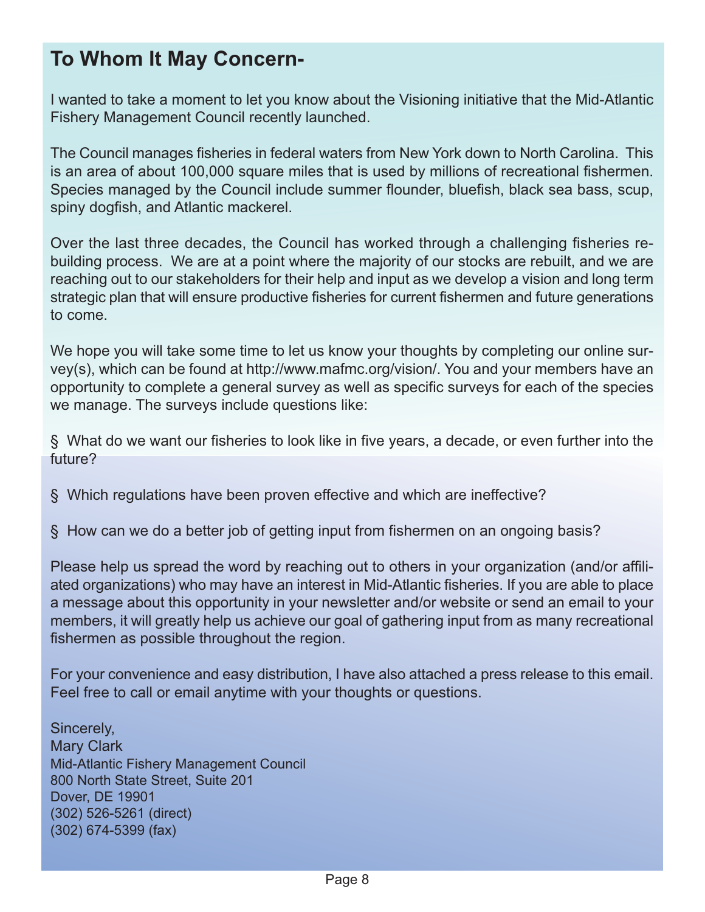## To Whom It May Concern-

I wanted to take a moment to let you know about the Visioning initiative that the Mid-Atlantic Fishery Management Council recently launched.

The Council manages fisheries in federal waters from New York down to North Carolina. This is an area of about 100,000 square miles that is used by millions of recreational fishermen. Species managed by the Council include summer flounder, bluefish, black sea bass, scup, spiny dogfish, and Atlantic mackerel.

Over the last three decades, the Council has worked through a challenging fisheries rebuilding process. We are at a point where the majority of our stocks are rebuilt, and we are reaching out to our stakeholders for their help and input as we develop a vision and long term strategic plan that will ensure productive fisheries for current fishermen and future generations to come.

We hope you will take some time to let us know your thoughts by completing our online survey(s), which can be found at http://www.mafmc.org/vision/. You and your members have an opportunity to complete a general survey as well as specific surveys for each of the species we manage. The surveys include questions like:

§ What do we want our fisheries to look like in five years, a decade, or even further into the future?

§ Which regulations have been proven effective and which are ineffective?

§ How can we do a better job of getting input from fishermen on an ongoing basis?

Please help us spread the word by reaching out to others in your organization (and/or affiliated organizations) who may have an interest in Mid-Atlantic fisheries. If you are able to place a message about this opportunity in your newsletter and/or website or send an email to your members, it will greatly help us achieve our goal of gathering input from as many recreational fishermen as possible throughout the region.

For your convenience and easy distribution, I have also attached a press release to this email. Feel free to call or email anytime with your thoughts or questions.

Sincerely,
Mary Clark
Mid-Atlantic Fishery Management Council
800 North State Street, Suite 201
Dover, DE 19901
(302) 526-5261 (direct)
(302) 674-5399 (fax)